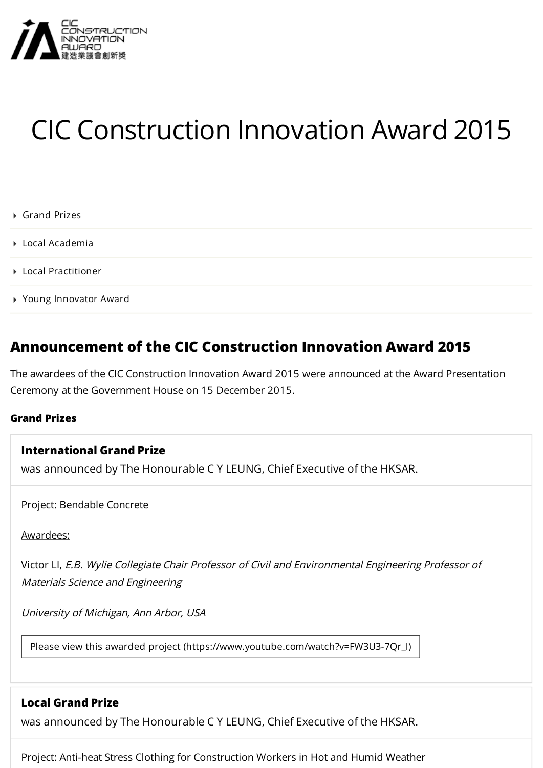# CIC Construction Innovation Award 2015

- Grand Prizes
- Local Academia
- Local Practitioner
- Young Innovator Award

## Announcement of the CIC Construction Innovation Award 2015

The awardees of the CIC Construction Innovation Award 2015 were announced at the Award Presentation Ceremony at the Government House on 15 December 2015.

### Grand Prizes

**International Grand Prize**
was announced by The Honourable C Y LEUNG, Chief Executive of the HKSAR.

Project: Bendable Concrete

Awardees:

Victor LI, *E.B. Wylie Collegiate Chair Professor of Civil and Environmental Engineering Professor of Materials Science and Engineering*

*University of Michigan, Ann Arbor, USA*

Please view this awarded project (https://www.youtube.com/watch?v=FW3U3-7Qr_I)

**Local Grand Prize**
was announced by The Honourable C Y LEUNG, Chief Executive of the HKSAR.

Project: Anti-heat Stress Clothing for Construction Workers in Hot and Humid Weather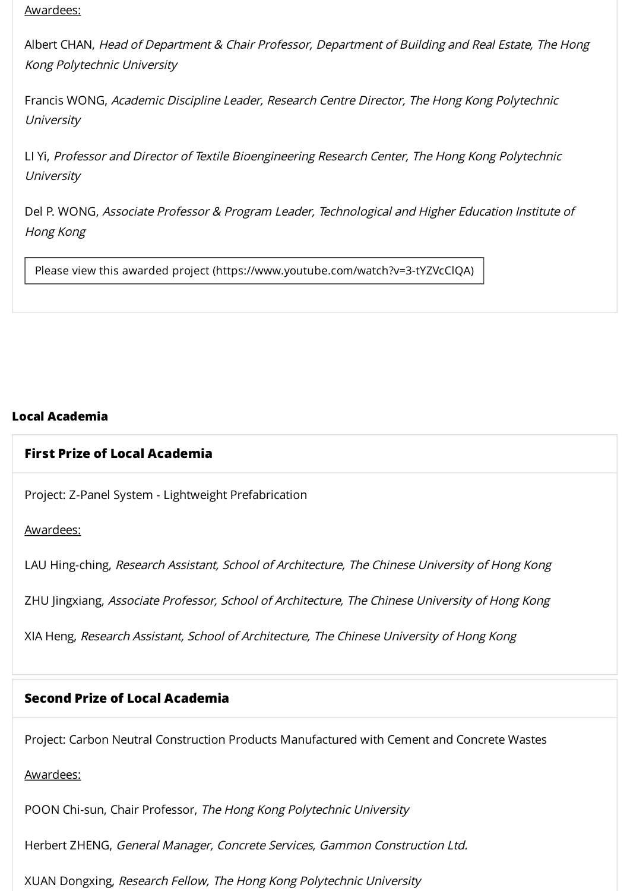Awardees:

Albert CHAN, *Head of Department & Chair Professor, Department of Building and Real Estate, The Hong Kong Polytechnic University*

Francis WONG, *Academic Discipline Leader, Research Centre Director, The Hong Kong Polytechnic University*

LI Yi, *Professor and Director of Textile Bioengineering Research Center, The Hong Kong Polytechnic University*

Del P. WONG, *Associate Professor & Program Leader, Technological and Higher Education Institute of Hong Kong*

Please view this awarded project (https://www.youtube.com/watch?v=3-tYZVcClQA)

## Local Academia

### First Prize of Local Academia

Project: Z-Panel System - Lightweight Prefabrication

Awardees:

LAU Hing-ching, *Research Assistant, School of Architecture, The Chinese University of Hong Kong*

ZHU Jingxiang, *Associate Professor, School of Architecture, The Chinese University of Hong Kong*

XIA Heng, *Research Assistant, School of Architecture, The Chinese University of Hong Kong*

### Second Prize of Local Academia

Project: Carbon Neutral Construction Products Manufactured with Cement and Concrete Wastes

Awardees:

POON Chi-sun, Chair Professor, *The Hong Kong Polytechnic University*

Herbert ZHENG, *General Manager, Concrete Services, Gammon Construction Ltd.*

XUAN Dongxing, *Research Fellow, The Hong Kong Polytechnic University*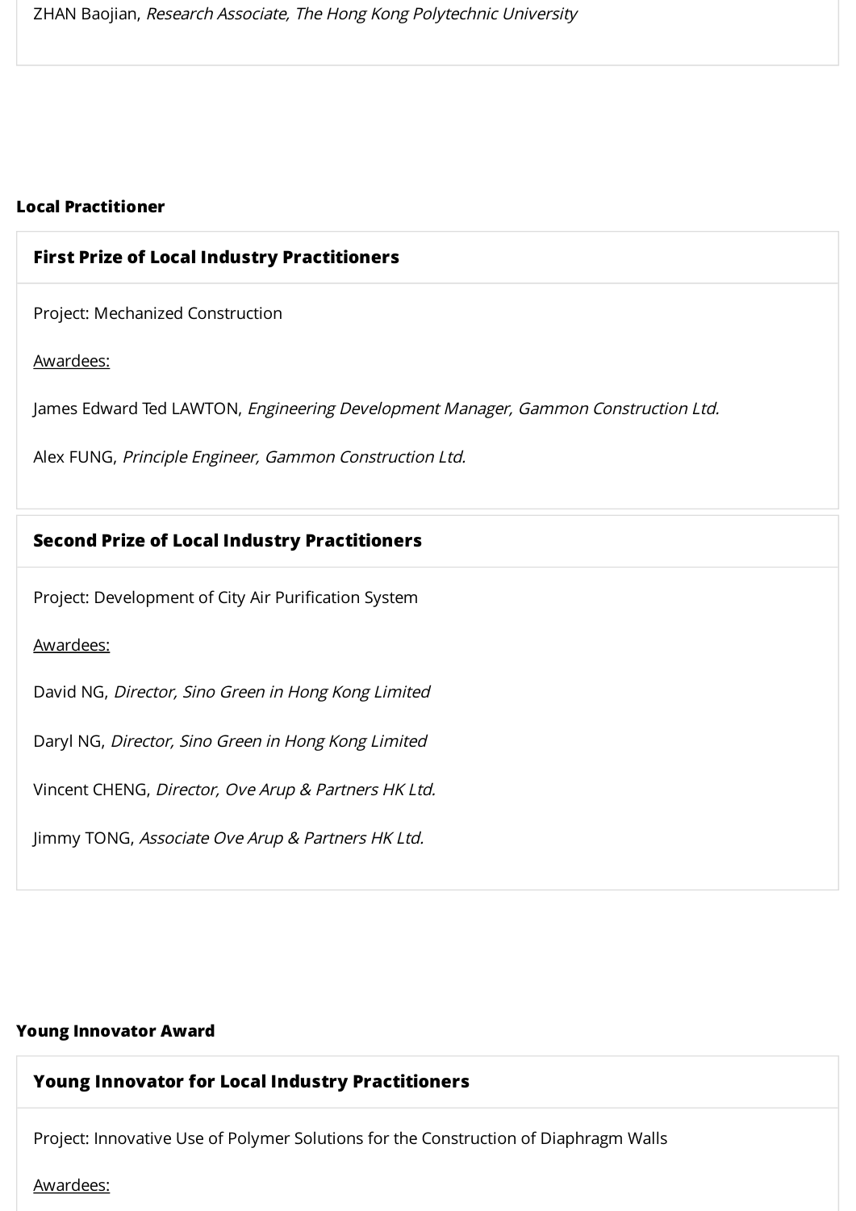ZHAN Baojian, *Research Associate, The Hong Kong Polytechnic University*

**Local Practitioner**

### First Prize of Local Industry Practitioners

Project: Mechanized Construction

Awardees:

James Edward Ted LAWTON, *Engineering Development Manager, Gammon Construction Ltd.*

Alex FUNG, *Principle Engineer, Gammon Construction Ltd.*

### Second Prize of Local Industry Practitioners

Project: Development of City Air Purification System

Awardees:

David NG, *Director, Sino Green in Hong Kong Limited*

Daryl NG, *Director, Sino Green in Hong Kong Limited*

Vincent CHENG, *Director, Ove Arup & Partners HK Ltd.*

Jimmy TONG, *Associate Ove Arup & Partners HK Ltd.*

**Young Innovator Award**

### Young Innovator for Local Industry Practitioners

Project: Innovative Use of Polymer Solutions for the Construction of Diaphragm Walls

Awardees: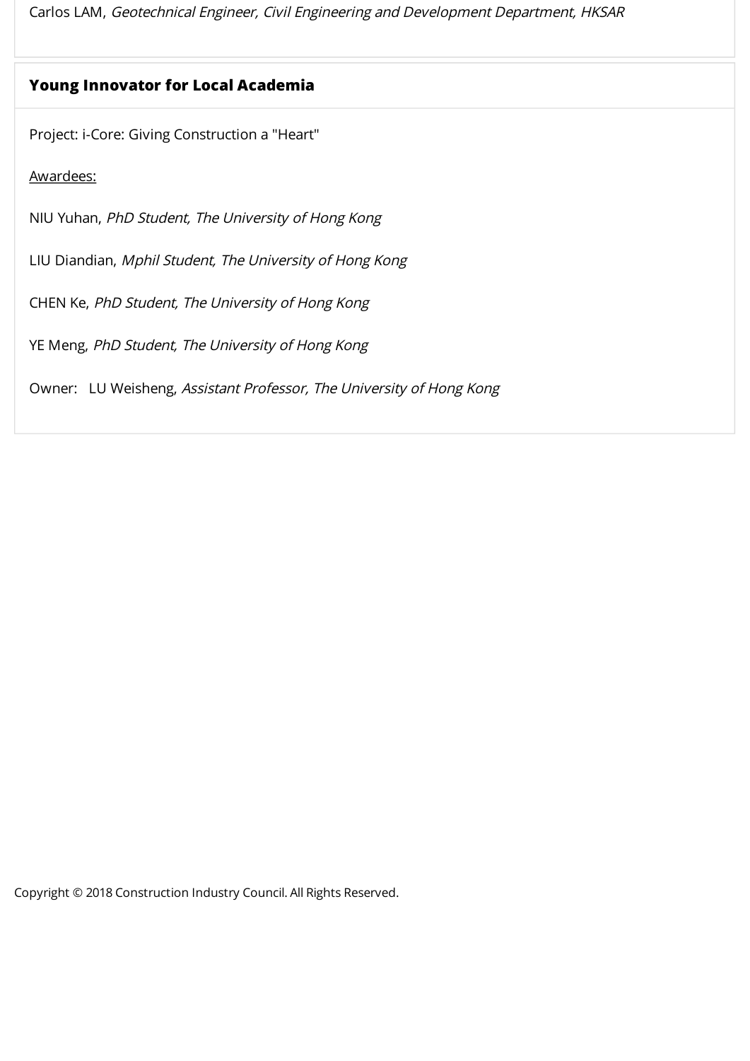Carlos LAM, *Geotechnical Engineer, Civil Engineering and Development Department, HKSAR*

### Young Innovator for Local Academia

Project: i-Core: Giving Construction a "Heart"

Awardees:

NIU Yuhan, *PhD Student, The University of Hong Kong*

LIU Diandian, *Mphil Student, The University of Hong Kong*

CHEN Ke, *PhD Student, The University of Hong Kong*

YE Meng, *PhD Student, The University of Hong Kong*

Owner: LU Weisheng, *Assistant Professor, The University of Hong Kong*

Copyright © 2018 Construction Industry Council. All Rights Reserved.